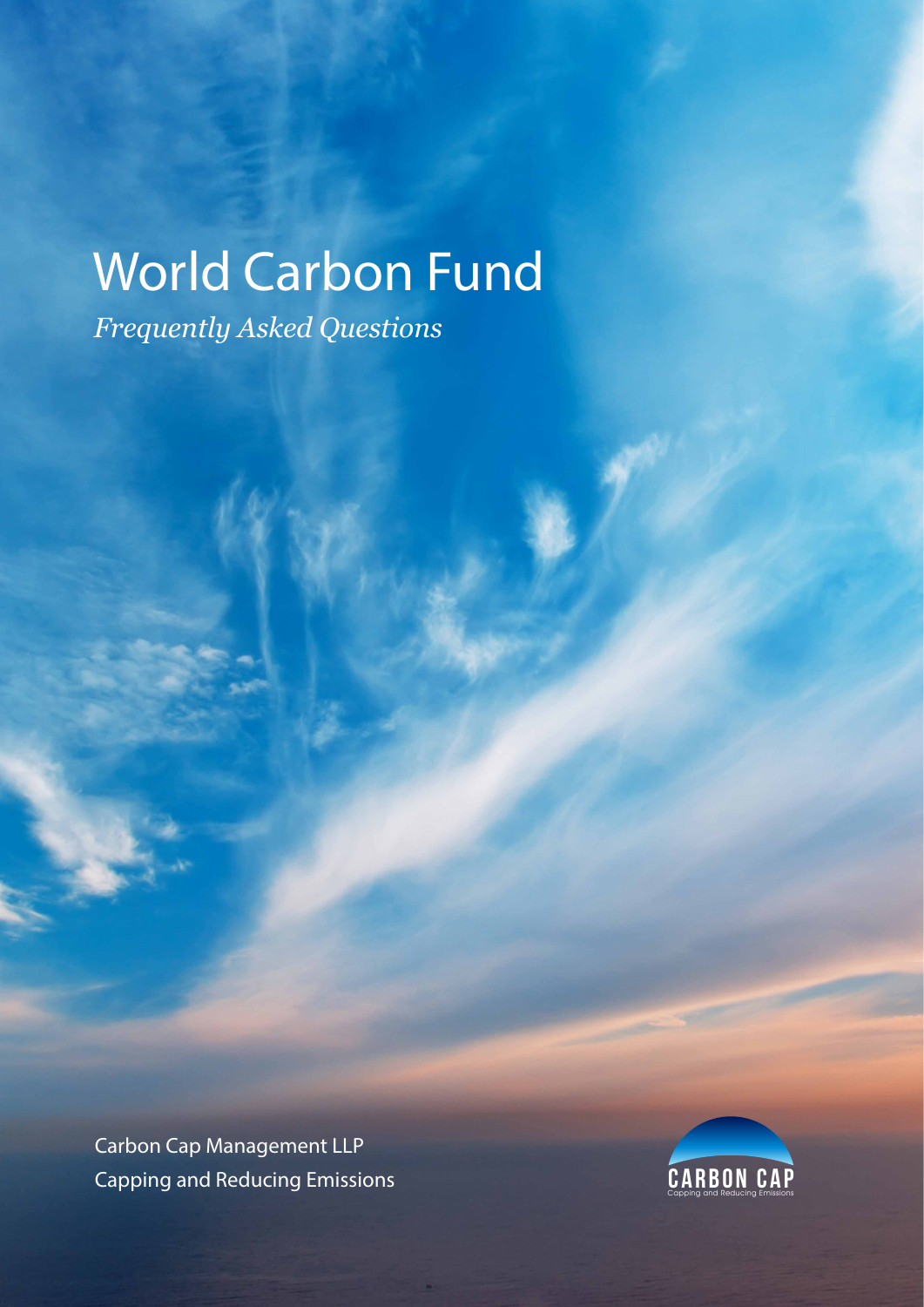# World Carbon Fund

*Frequently Asked Questions*

Carbon Cap Management LLP
Capping and Reducing Emissions

CARBON CAP
Capping and Reducing Emissions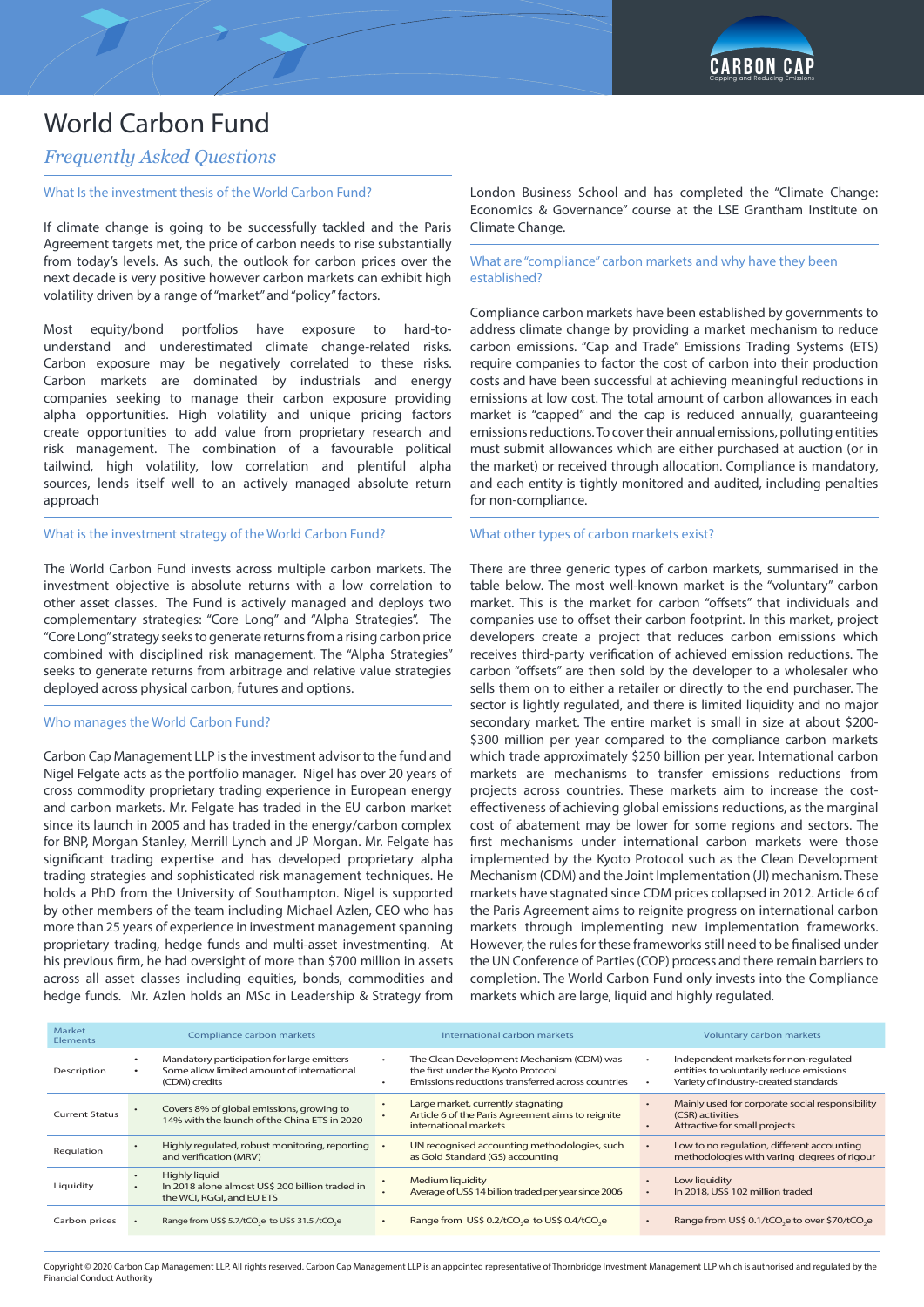# World Carbon Fund

## *Frequently Asked Questions*

### What Is the investment thesis of the World Carbon Fund?

If climate change is going to be successfully tackled and the Paris Agreement targets met, the price of carbon needs to rise substantially from today's levels. As such, the outlook for carbon prices over the next decade is very positive however carbon markets can exhibit high volatility driven by a range of "market" and "policy" factors.

Most equity/bond portfolios have exposure to hard-to-understand and underestimated climate change-related risks. Carbon exposure may be negatively correlated to these risks. Carbon markets are dominated by industrials and energy companies seeking to manage their carbon exposure providing alpha opportunities. High volatility and unique pricing factors create opportunities to add value from proprietary research and risk management. The combination of a favourable political tailwind, high volatility, low correlation and plentiful alpha sources, lends itself well to an actively managed absolute return approach

### What is the investment strategy of the World Carbon Fund?

The World Carbon Fund invests across multiple carbon markets. The investment objective is absolute returns with a low correlation to other asset classes. The Fund is actively managed and deploys two complementary strategies: "Core Long" and "Alpha Strategies". The "Core Long" strategy seeks to generate returns from a rising carbon price combined with disciplined risk management. The "Alpha Strategies" seeks to generate returns from arbitrage and relative value strategies deployed across physical carbon, futures and options.

### Who manages the World Carbon Fund?

Carbon Cap Management LLP is the investment advisor to the fund and Nigel Felgate acts as the portfolio manager. Nigel has over 20 years of cross commodity proprietary trading experience in European energy and carbon markets. Mr. Felgate has traded in the EU carbon market since its launch in 2005 and has traded in the energy/carbon complex for BNP, Morgan Stanley, Merrill Lynch and JP Morgan. Mr. Felgate has significant trading expertise and has developed proprietary alpha trading strategies and sophisticated risk management techniques. He holds a PhD from the University of Southampton. Nigel is supported by other members of the team including Michael Azlen, CEO who has more than 25 years of experience in investment management spanning proprietary trading, hedge funds and multi-asset investmenting. At his previous firm, he had oversight of more than $700 million in assets across all asset classes including equities, bonds, commodities and hedge funds. Mr. Azlen holds an MSc in Leadership & Strategy from London Business School and has completed the "Climate Change: Economics & Governance" course at the LSE Grantham Institute on Climate Change.

### What are "compliance" carbon markets and why have they been established?

Compliance carbon markets have been established by governments to address climate change by providing a market mechanism to reduce carbon emissions. "Cap and Trade" Emissions Trading Systems (ETS) require companies to factor the cost of carbon into their production costs and have been successful at achieving meaningful reductions in emissions at low cost. The total amount of carbon allowances in each market is "capped" and the cap is reduced annually, guaranteeing emissions reductions. To cover their annual emissions, polluting entities must submit allowances which are either purchased at auction (or in the market) or received through allocation. Compliance is mandatory, and each entity is tightly monitored and audited, including penalties for non-compliance.

### What other types of carbon markets exist?

There are three generic types of carbon markets, summarised in the table below. The most well-known market is the "voluntary" carbon market. This is the market for carbon "offsets" that individuals and companies use to offset their carbon footprint. In this market, project developers create a project that reduces carbon emissions which receives third-party verification of achieved emission reductions. The carbon "offsets" are then sold by the developer to a wholesaler who sells them on to either a retailer or directly to the end purchaser. The sector is lightly regulated, and there is limited liquidity and no major secondary market. The entire market is small in size at about $200-$300 million per year compared to the compliance carbon markets which trade approximately $250 billion per year. International carbon markets are mechanisms to transfer emissions reductions from projects across countries. These markets aim to increase the cost-effectiveness of achieving global emissions reductions, as the marginal cost of abatement may be lower for some regions and sectors. The first mechanisms under international carbon markets were those implemented by the Kyoto Protocol such as the Clean Development Mechanism (CDM) and the Joint Implementation (JI) mechanism. These markets have stagnated since CDM prices collapsed in 2012. Article 6 of the Paris Agreement aims to reignite progress on international carbon markets through implementing new implementation frameworks. However, the rules for these frameworks still need to be finalised under the UN Conference of Parties (COP) process and there remain barriers to completion. The World Carbon Fund only invests into the Compliance markets which are large, liquid and highly regulated.

| Market Elements | Compliance carbon markets | International carbon markets | Voluntary carbon markets |
|---|---|---|---|
| Description | • Mandatory participation for large emitters<br>• Some allow limited amount of international (CDM) credits | • The Clean Development Mechanism (CDM) was the first under the Kyoto Protocol<br>• Emissions reductions transferred across countries | • Independent markets for non-regulated entities to voluntarily reduce emissions<br>• Variety of industry-created standards |
| Current Status | • Covers 8% of global emissions, growing to 14% with the launch of the China ETS in 2020 | • Large market, currently stagnating<br>• Article 6 of the Paris Agreement aims to reignite international markets | • Mainly used for corporate social responsibility (CSR) activities<br>• Attractive for small projects |
| Regulation | • Highly regulated, robust monitoring, reporting and verification (MRV) | • UN recognised accounting methodologies, such as Gold Standard (GS) accounting | • Low to no regulation, different accounting methodologies with varing degrees of rigour |
| Liquidity | • Highly liquid<br>• In 2018 alone almost US$ 200 billion traded in the WCI, RGGI, and EU ETS | • Medium liquidity<br>• Average of US$ 14 billion traded per year since 2006 | • Low liquidity<br>• In 2018, US$ 102 million traded |
| Carbon prices | • Range from US$ 5.7/t$CO_2$e to US$ 31.5 /t$CO_2$e | • Range from US$ 0.2/t$CO_2$e to US$ 0.4/t$CO_2$e | • Range from US$ 0.1/t$CO_2$e to over $70/t$CO_2$e |

Copyright © 2020 Carbon Cap Management LLP. All rights reserved. Carbon Cap Management LLP is an appointed representative of Thornbridge Investment Management LLP which is authorised and regulated by the Financial Conduct Authority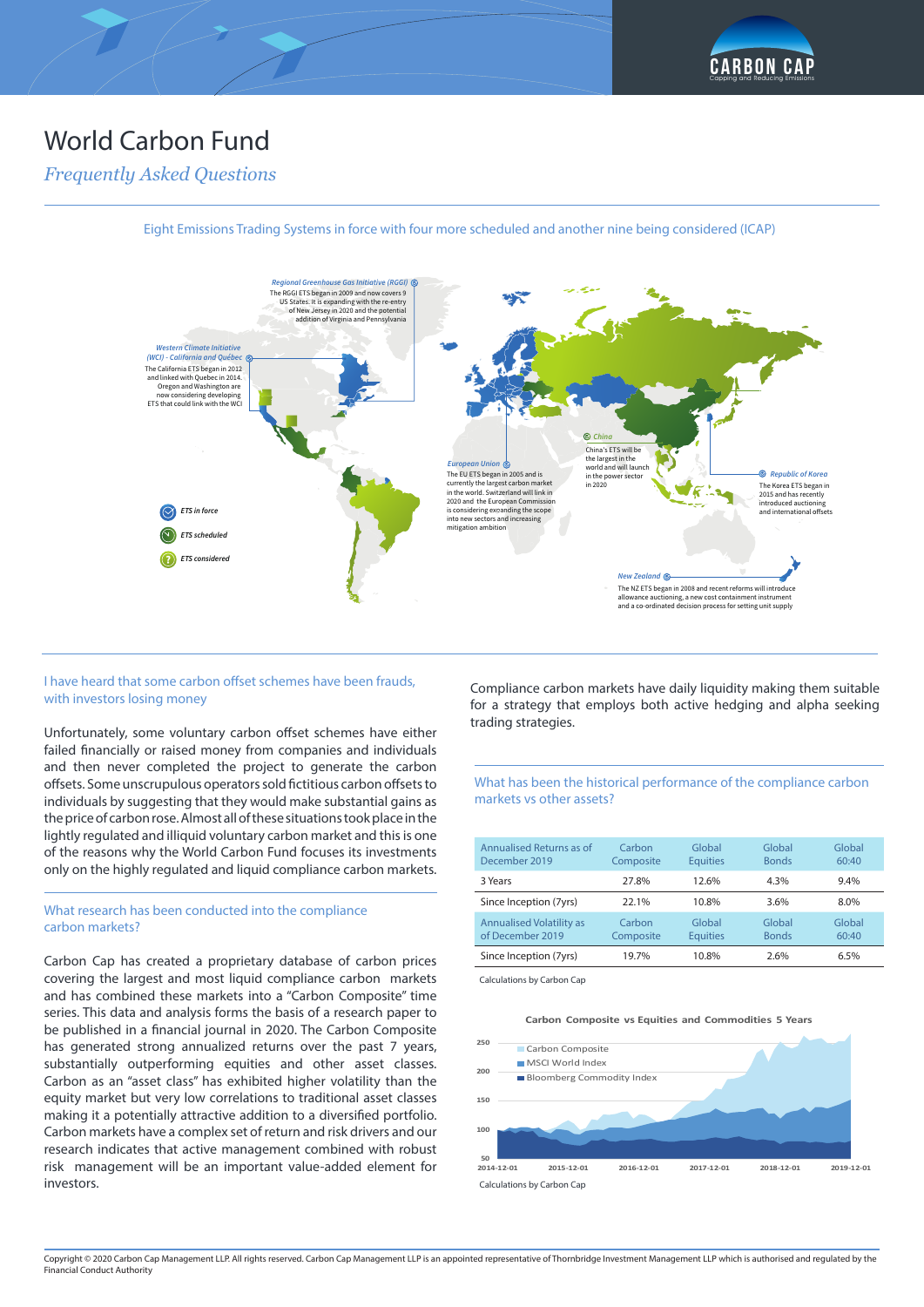# World Carbon Fund

*Frequently Asked Questions*

Eight Emissions Trading Systems in force with four more scheduled and another nine being considered (ICAP)

***Regional Greenhouse Gas Initiative (RGGI)***
The RGGI ETS began in 2009 and now covers 9 US States. It is expanding with the re-entry of New Jersey in 2020 and the potential addition of Virginia and Pennsylvania

***Western Climate Initiative (WCI) - California and Québec***
The California ETS began in 2012 and linked with Quebec in 2014. Oregon and Washington are now considering developing ETS that could link with the WCI

***China***
China's ETS will be the largest in the world and will launch in the power sector in 2020

***European Union***
The EU ETS began in 2005 and is currently the largest carbon market in the world. Switzerland will link in 2020 and the European Commission is considering expanding the scope into new sectors and increasing mitigation ambition

***Republic of Korea***
The Korea ETS began in 2015 and has recently introduced auctioning and international offsets

***New Zealand***
The NZ ETS began in 2008 and recent reforms will introduce allowance auctioning, a new cost containment instrument and a co-ordinated decision process for setting unit supply

*ETS in force*
*ETS scheduled*
*ETS considered*

## I have heard that some carbon offset schemes have been frauds, with investors losing money

Unfortunately, some voluntary carbon offset schemes have either failed financially or raised money from companies and individuals and then never completed the project to generate the carbon offsets. Some unscrupulous operators sold fictitious carbon offsets to individuals by suggesting that they would make substantial gains as the price of carbon rose. Almost all of these situations took place in the lightly regulated and illiquid voluntary carbon market and this is one of the reasons why the World Carbon Fund focuses its investments only on the highly regulated and liquid compliance carbon markets.

## What research has been conducted into the compliance carbon markets?

Carbon Cap has created a proprietary database of carbon prices covering the largest and most liquid compliance carbon markets and has combined these markets into a "Carbon Composite" time series. This data and analysis forms the basis of a research paper to be published in a financial journal in 2020. The Carbon Composite has generated strong annualized returns over the past 7 years, substantially outperforming equities and other asset classes. Carbon as an "asset class" has exhibited higher volatility than the equity market but very low correlations to traditional asset classes making it a potentially attractive addition to a diversified portfolio. Carbon markets have a complex set of return and risk drivers and our research indicates that active management combined with robust risk management will be an important value-added element for investors.

Compliance carbon markets have daily liquidity making them suitable for a strategy that employs both active hedging and alpha seeking trading strategies.

## What has been the historical performance of the compliance carbon markets vs other assets?

| Annualised Returns as of December 2019 | Carbon Composite | Global Equities | Global Bonds | Global 60:40 |
|---|---|---|---|---|
| 3 Years | 27.8% | 12.6% | 4.3% | 9.4% |
| Since Inception (7yrs) | 22.1% | 10.8% | 3.6% | 8.0% |
| **Annualised Volatility as of December 2019** | **Carbon Composite** | **Global Equities** | **Global Bonds** | **Global 60:40** |
| Since Inception (7yrs) | 19.7% | 10.8% | 2.6% | 6.5% |

Calculations by Carbon Cap

**Carbon Composite vs Equities and Commodities 5 Years**

Legend: Carbon Composite; MSCI World Index; Bloomberg Commodity Index

Y-axis: 50, 100, 150, 200, 250
X-axis: 2014-12-01, 2015-12-01, 2016-12-01, 2017-12-01, 2018-12-01, 2019-12-01

Calculations by Carbon Cap

Copyright © 2020 Carbon Cap Management LLP. All rights reserved. Carbon Cap Management LLP is an appointed representative of Thornbridge Investment Management LLP which is authorised and regulated by the Financial Conduct Authority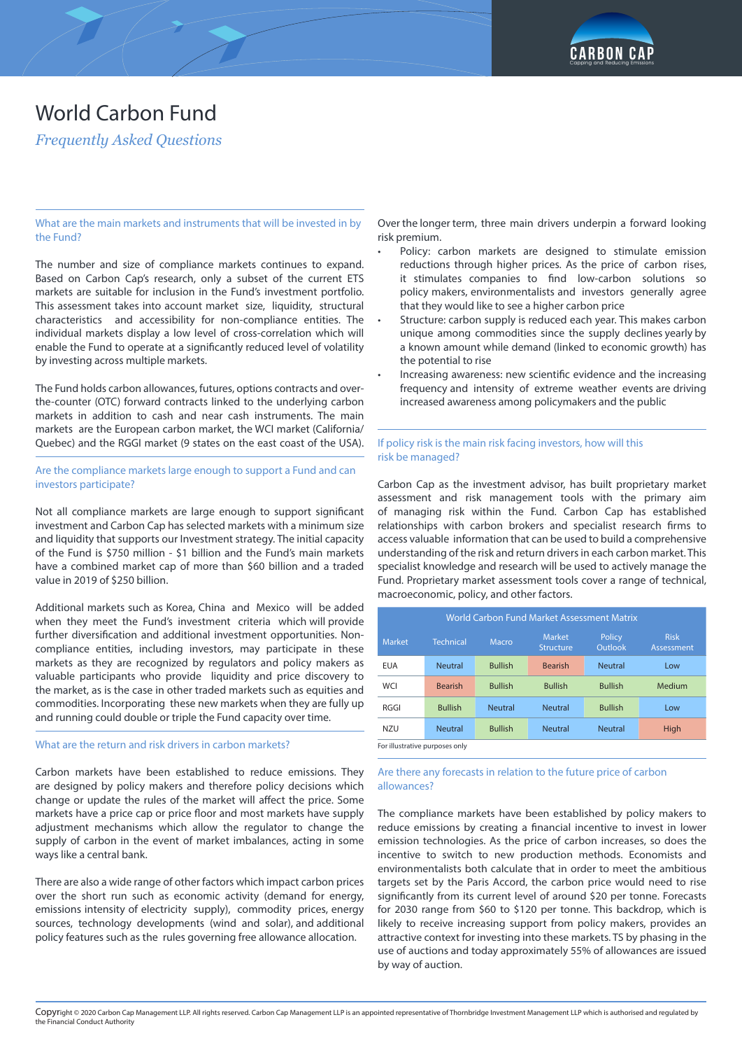# World Carbon Fund

*Frequently Asked Questions*

### What are the main markets and instruments that will be invested in by the Fund?

The number and size of compliance markets continues to expand. Based on Carbon Cap's research, only a subset of the current ETS markets are suitable for inclusion in the Fund's investment portfolio. This assessment takes into account market size, liquidity, structural characteristics and accessibility for non-compliance entities. The individual markets display a low level of cross-correlation which will enable the Fund to operate at a significantly reduced level of volatility by investing across multiple markets.

The Fund holds carbon allowances, futures, options contracts and over-the-counter (OTC) forward contracts linked to the underlying carbon markets in addition to cash and near cash instruments. The main markets are the European carbon market, the WCI market (California/Quebec) and the RGGI market (9 states on the east coast of the USA).

### Are the compliance markets large enough to support a Fund and can investors participate?

Not all compliance markets are large enough to support significant investment and Carbon Cap has selected markets with a minimum size and liquidity that supports our Investment strategy. The initial capacity of the Fund is $750 million - $1 billion and the Fund's main markets have a combined market cap of more than $60 billion and a traded value in 2019 of $250 billion.

Additional markets such as Korea, China and Mexico will be added when they meet the Fund's investment criteria which will provide further diversification and additional investment opportunities. Non-compliance entities, including investors, may participate in these markets as they are recognized by regulators and policy makers as valuable participants who provide liquidity and price discovery to the market, as is the case in other traded markets such as equities and commodities. Incorporating these new markets when they are fully up and running could double or triple the Fund capacity over time.

### What are the return and risk drivers in carbon markets?

Carbon markets have been established to reduce emissions. They are designed by policy makers and therefore policy decisions which change or update the rules of the market will affect the price. Some markets have a price cap or price floor and most markets have supply adjustment mechanisms which allow the regulator to change the supply of carbon in the event of market imbalances, acting in some ways like a central bank.

There are also a wide range of other factors which impact carbon prices over the short run such as economic activity (demand for energy, emissions intensity of electricity supply), commodity prices, energy sources, technology developments (wind and solar), and additional policy features such as the rules governing free allowance allocation.

Over the longer term, three main drivers underpin a forward looking risk premium.

- Policy: carbon markets are designed to stimulate emission reductions through higher prices. As the price of carbon rises, it stimulates companies to find low-carbon solutions so policy makers, environmentalists and investors generally agree that they would like to see a higher carbon price
- Structure: carbon supply is reduced each year. This makes carbon unique among commodities since the supply declines yearly by a known amount while demand (linked to economic growth) has the potential to rise
- Increasing awareness: new scientific evidence and the increasing frequency and intensity of extreme weather events are driving increased awareness among policymakers and the public

### If policy risk is the main risk facing investors, how will this risk be managed?

Carbon Cap as the investment advisor, has built proprietary market assessment and risk management tools with the primary aim of managing risk within the Fund. Carbon Cap has established relationships with carbon brokers and specialist research firms to access valuable information that can be used to build a comprehensive understanding of the risk and return drivers in each carbon market. This specialist knowledge and research will be used to actively manage the Fund. Proprietary market assessment tools cover a range of technical, macroeconomic, policy, and other factors.

World Carbon Fund Market Assessment Matrix

| Market | Technical | Macro | Market Structure | Policy Outlook | Risk Assessment |
|---|---|---|---|---|---|
| EUA | Neutral | Bullish | Bearish | Neutral | Low |
| WCI | Bearish | Bullish | Bullish | Bullish | Medium |
| RGGI | Bullish | Neutral | Neutral | Bullish | Low |
| NZU | Neutral | Bullish | Neutral | Neutral | High |

For illustrative purposes only

### Are there any forecasts in relation to the future price of carbon allowances?

The compliance markets have been established by policy makers to reduce emissions by creating a financial incentive to invest in lower emission technologies. As the price of carbon increases, so does the incentive to switch to new production methods. Economists and environmentalists both calculate that in order to meet the ambitious targets set by the Paris Accord, the carbon price would need to rise significantly from its current level of around $20 per tonne. Forecasts for 2030 range from $60 to $120 per tonne. This backdrop, which is likely to receive increasing support from policy makers, provides an attractive context for investing into these markets. TS by phasing in the use of auctions and today approximately 55% of allowances are issued by way of auction.

Copyright © 2020 Carbon Cap Management LLP. All rights reserved. Carbon Cap Management LLP is an appointed representative of Thornbridge Investment Management LLP which is authorised and regulated by the Financial Conduct Authority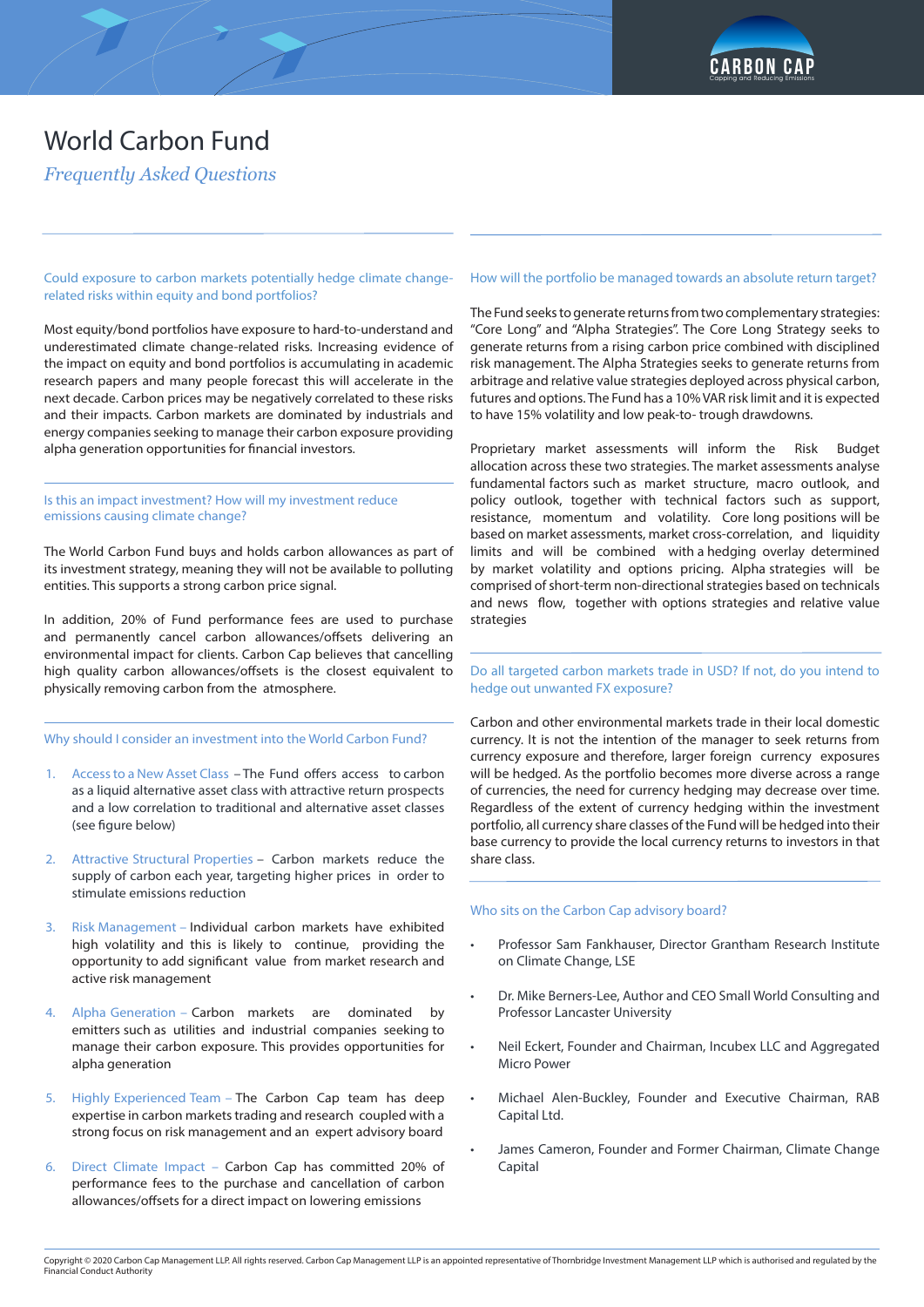# World Carbon Fund

*Frequently Asked Questions*

### Could exposure to carbon markets potentially hedge climate change-related risks within equity and bond portfolios?

Most equity/bond portfolios have exposure to hard-to-understand and underestimated climate change-related risks. Increasing evidence of the impact on equity and bond portfolios is accumulating in academic research papers and many people forecast this will accelerate in the next decade. Carbon prices may be negatively correlated to these risks and their impacts. Carbon markets are dominated by industrials and energy companies seeking to manage their carbon exposure providing alpha generation opportunities for financial investors.

### Is this an impact investment? How will my investment reduce emissions causing climate change?

The World Carbon Fund buys and holds carbon allowances as part of its investment strategy, meaning they will not be available to polluting entities. This supports a strong carbon price signal.

In addition, 20% of Fund performance fees are used to purchase and permanently cancel carbon allowances/offsets delivering an environmental impact for clients. Carbon Cap believes that cancelling high quality carbon allowances/offsets is the closest equivalent to physically removing carbon from the atmosphere.

### Why should I consider an investment into the World Carbon Fund?

1. Access to a New Asset Class – The Fund offers access to carbon as a liquid alternative asset class with attractive return prospects and a low correlation to traditional and alternative asset classes (see figure below)
2. Attractive Structural Properties – Carbon markets reduce the supply of carbon each year, targeting higher prices in order to stimulate emissions reduction
3. Risk Management – Individual carbon markets have exhibited high volatility and this is likely to continue, providing the opportunity to add significant value from market research and active risk management
4. Alpha Generation – Carbon markets are dominated by emitters such as utilities and industrial companies seeking to manage their carbon exposure. This provides opportunities for alpha generation
5. Highly Experienced Team – The Carbon Cap team has deep expertise in carbon markets trading and research coupled with a strong focus on risk management and an expert advisory board
6. Direct Climate Impact – Carbon Cap has committed 20% of performance fees to the purchase and cancellation of carbon allowances/offsets for a direct impact on lowering emissions

### How will the portfolio be managed towards an absolute return target?

The Fund seeks to generate returns from two complementary strategies: "Core Long" and "Alpha Strategies". The Core Long Strategy seeks to generate returns from a rising carbon price combined with disciplined risk management. The Alpha Strategies seeks to generate returns from arbitrage and relative value strategies deployed across physical carbon, futures and options. The Fund has a 10% VAR risk limit and it is expected to have 15% volatility and low peak-to- trough drawdowns.

Proprietary market assessments will inform the Risk Budget allocation across these two strategies. The market assessments analyse fundamental factors such as market structure, macro outlook, and policy outlook, together with technical factors such as support, resistance, momentum and volatility. Core long positions will be based on market assessments, market cross-correlation, and liquidity limits and will be combined with a hedging overlay determined by market volatility and options pricing. Alpha strategies will be comprised of short-term non-directional strategies based on technicals and news flow, together with options strategies and relative value strategies

### Do all targeted carbon markets trade in USD? If not, do you intend to hedge out unwanted FX exposure?

Carbon and other environmental markets trade in their local domestic currency. It is not the intention of the manager to seek returns from currency exposure and therefore, larger foreign currency exposures will be hedged. As the portfolio becomes more diverse across a range of currencies, the need for currency hedging may decrease over time. Regardless of the extent of currency hedging within the investment portfolio, all currency share classes of the Fund will be hedged into their base currency to provide the local currency returns to investors in that share class.

### Who sits on the Carbon Cap advisory board?

- Professor Sam Fankhauser, Director Grantham Research Institute on Climate Change, LSE
- Dr. Mike Berners-Lee, Author and CEO Small World Consulting and Professor Lancaster University
- Neil Eckert, Founder and Chairman, Incubex LLC and Aggregated Micro Power
- Michael Alen-Buckley, Founder and Executive Chairman, RAB Capital Ltd.
- James Cameron, Founder and Former Chairman, Climate Change Capital

Copyright © 2020 Carbon Cap Management LLP. All rights reserved. Carbon Cap Management LLP is an appointed representative of Thornbridge Investment Management LLP which is authorised and regulated by the Financial Conduct Authority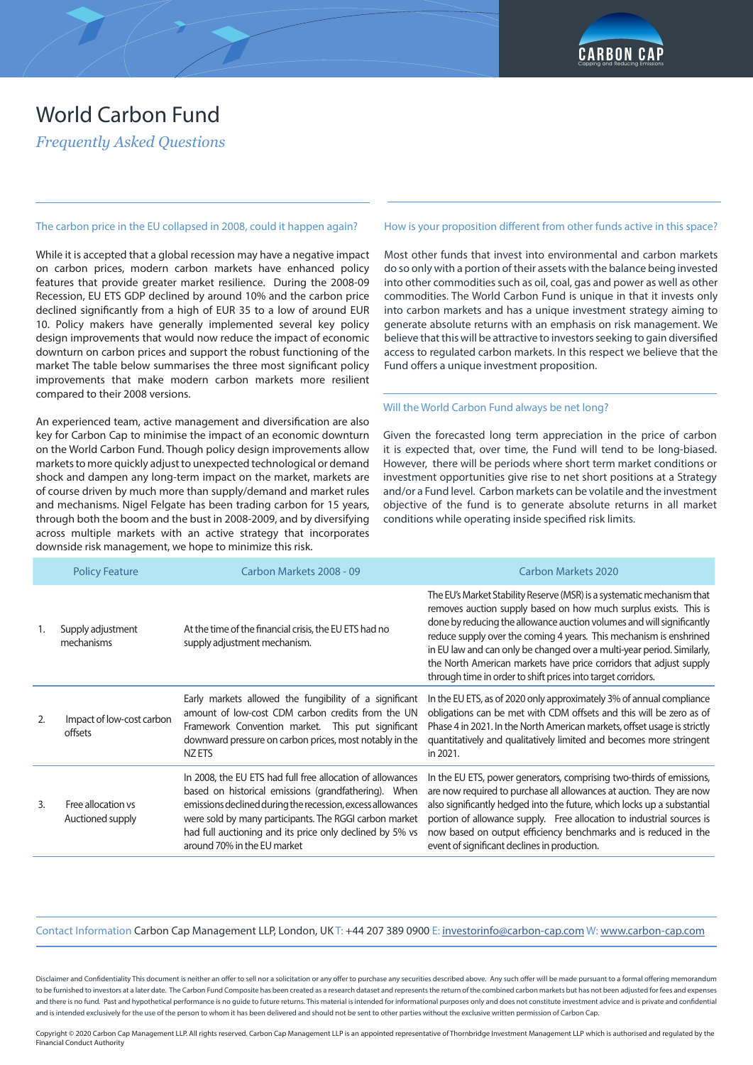# World Carbon Fund

*Frequently Asked Questions*

### The carbon price in the EU collapsed in 2008, could it happen again?

While it is accepted that a global recession may have a negative impact on carbon prices, modern carbon markets have enhanced policy features that provide greater market resilience. During the 2008-09 Recession, EU ETS GDP declined by around 10% and the carbon price declined significantly from a high of EUR 35 to a low of around EUR 10. Policy makers have generally implemented several key policy design improvements that would now reduce the impact of economic downturn on carbon prices and support the robust functioning of the market The table below summarises the three most significant policy improvements that make modern carbon markets more resilient compared to their 2008 versions.

An experienced team, active management and diversification are also key for Carbon Cap to minimise the impact of an economic downturn on the World Carbon Fund. Though policy design improvements allow markets to more quickly adjust to unexpected technological or demand shock and dampen any long-term impact on the market, markets are of course driven by much more than supply/demand and market rules and mechanisms. Nigel Felgate has been trading carbon for 15 years, through both the boom and the bust in 2008-2009, and by diversifying across multiple markets with an active strategy that incorporates downside risk management, we hope to minimize this risk.

### How is your proposition different from other funds active in this space?

Most other funds that invest into environmental and carbon markets do so only with a portion of their assets with the balance being invested into other commodities such as oil, coal, gas and power as well as other commodities. The World Carbon Fund is unique in that it invests only into carbon markets and has a unique investment strategy aiming to generate absolute returns with an emphasis on risk management. We believe that this will be attractive to investors seeking to gain diversified access to regulated carbon markets. In this respect we believe that the Fund offers a unique investment proposition.

### Will the World Carbon Fund always be net long?

Given the forecasted long term appreciation in the price of carbon it is expected that, over time, the Fund will tend to be long-biased. However, there will be periods where short term market conditions or investment opportunities give rise to net short positions at a Strategy and/or a Fund level. Carbon markets can be volatile and the investment objective of the fund is to generate absolute returns in all market conditions while operating inside specified risk limits.

| | Policy Feature | Carbon Markets 2008 - 09 | Carbon Markets 2020 |
|---|---|---|---|
| 1. | Supply adjustment mechanisms | At the time of the financial crisis, the EU ETS had no supply adjustment mechanism. | The EU's Market Stability Reserve (MSR) is a systematic mechanism that removes auction supply based on how much surplus exists. This is done by reducing the allowance auction volumes and will significantly reduce supply over the coming 4 years. This mechanism is enshrined in EU law and can only be changed over a multi-year period. Similarly, the North American markets have price corridors that adjust supply through time in order to shift prices into target corridors. |
| 2. | Impact of low-cost carbon offsets | Early markets allowed the fungibility of a significant amount of low-cost CDM carbon credits from the UN Framework Convention market. This put significant downward pressure on carbon prices, most notably in the NZ ETS | In the EU ETS, as of 2020 only approximately 3% of annual compliance obligations can be met with CDM offsets and this will be zero as of Phase 4 in 2021. In the North American markets, offset usage is strictly quantitatively and qualitatively limited and becomes more stringent in 2021. |
| 3. | Free allocation vs Auctioned supply | In 2008, the EU ETS had full free allocation of allowances based on historical emissions (grandfathering). When emissions declined during the recession, excess allowances were sold by many participants. The RGGI carbon market had full auctioning and its price only declined by 5% vs around 70% in the EU market | In the EU ETS, power generators, comprising two-thirds of emissions, are now required to purchase all allowances at auction. They are now also significantly hedged into the future, which locks up a substantial portion of allowance supply. Free allocation to industrial sources is now based on output efficiency benchmarks and is reduced in the event of significant declines in production. |

Contact Information Carbon Cap Management LLP, London, UK T: +44 207 389 0900 E: investorinfo@carbon-cap.com W: www.carbon-cap.com

Disclaimer and Confidentiality This document is neither an offer to sell nor a solicitation or any offer to purchase any securities described above. Any such offer will be made pursuant to a formal offering memorandum to be furnished to investors at a later date. The Carbon Fund Composite has been created as a research dataset and represents the return of the combined carbon markets but has not been adjusted for fees and expenses and there is no fund. Past and hypothetical performance is no guide to future returns. This material is intended for informational purposes only and does not constitute investment advice and is private and confidential and is intended exclusively for the use of the person to whom it has been delivered and should not be sent to other parties without the exclusive written permission of Carbon Cap.

Copyright © 2020 Carbon Cap Management LLP. All rights reserved. Carbon Cap Management LLP is an appointed representative of Thornbridge Investment Management LLP which is authorised and regulated by the Financial Conduct Authority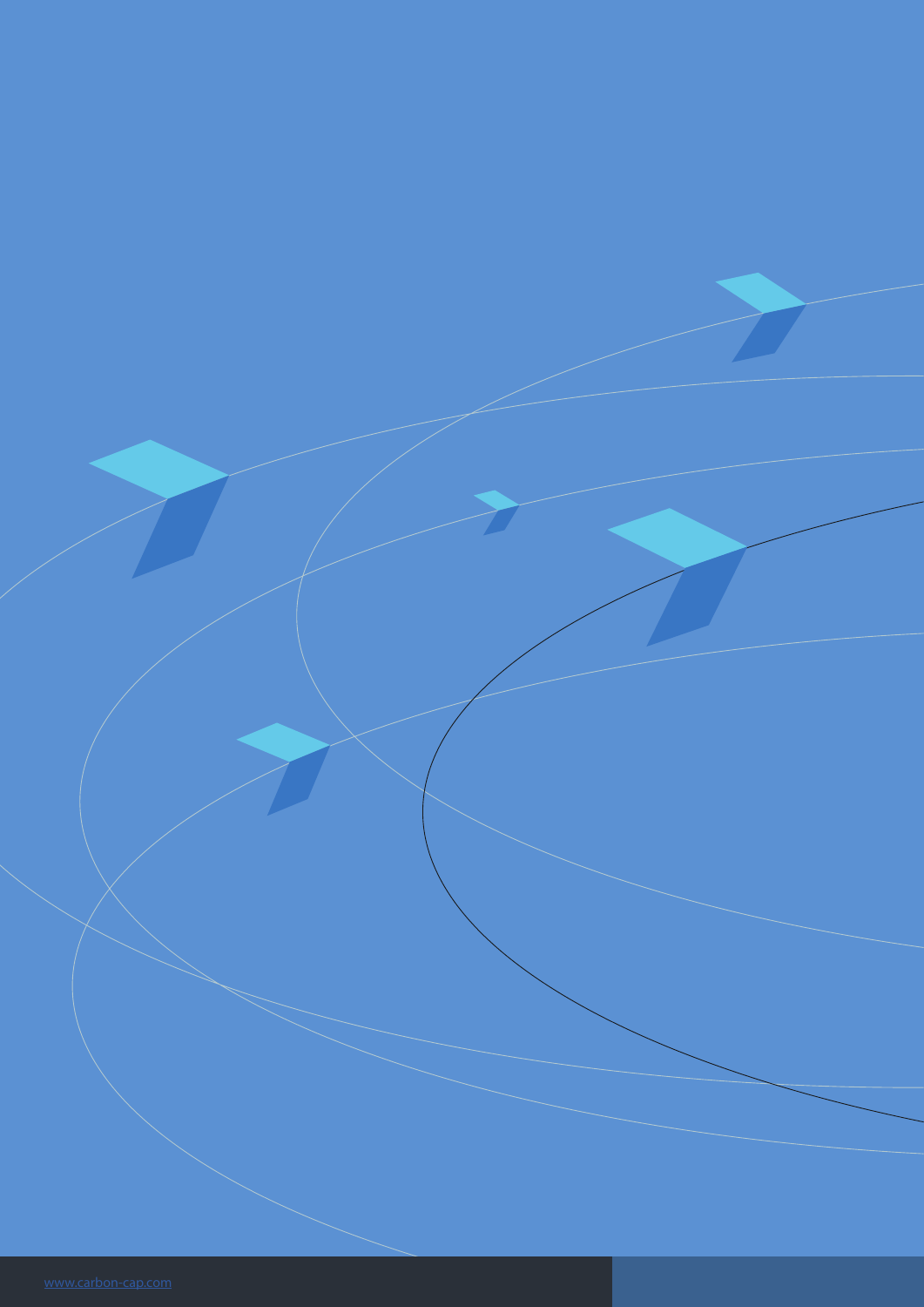www.carbon-cap.com